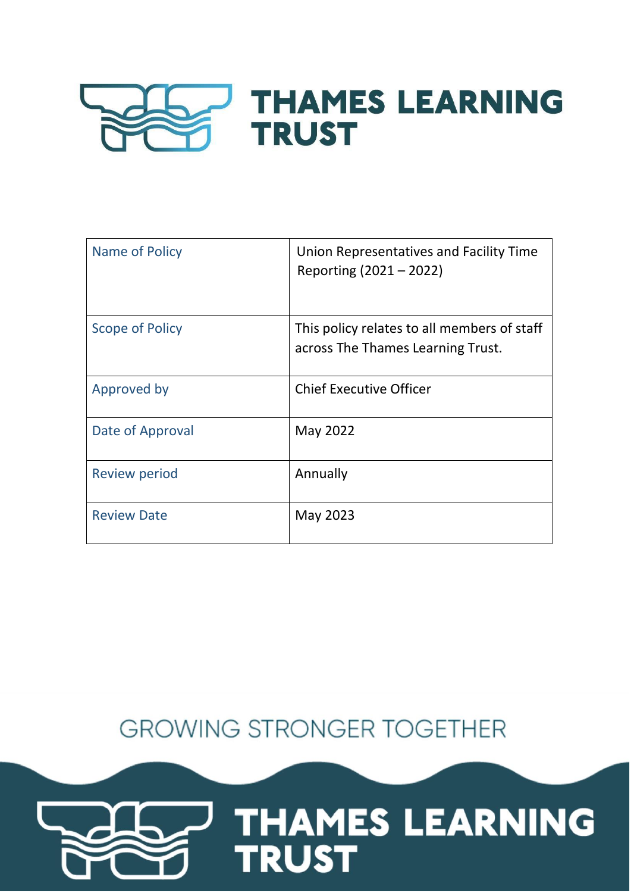# THAMES LEARNING TRUST

| Name of Policy | Union Representatives and Facility Time Reporting (2021 – 2022) |
| --- | --- |
| Scope of Policy | This policy relates to all members of staff across The Thames Learning Trust. |
| Approved by | Chief Executive Officer |
| Date of Approval | May 2022 |
| Review period | Annually |
| Review Date | May 2023 |

GROWING STRONGER TOGETHER

THAMES LEARNING TRUST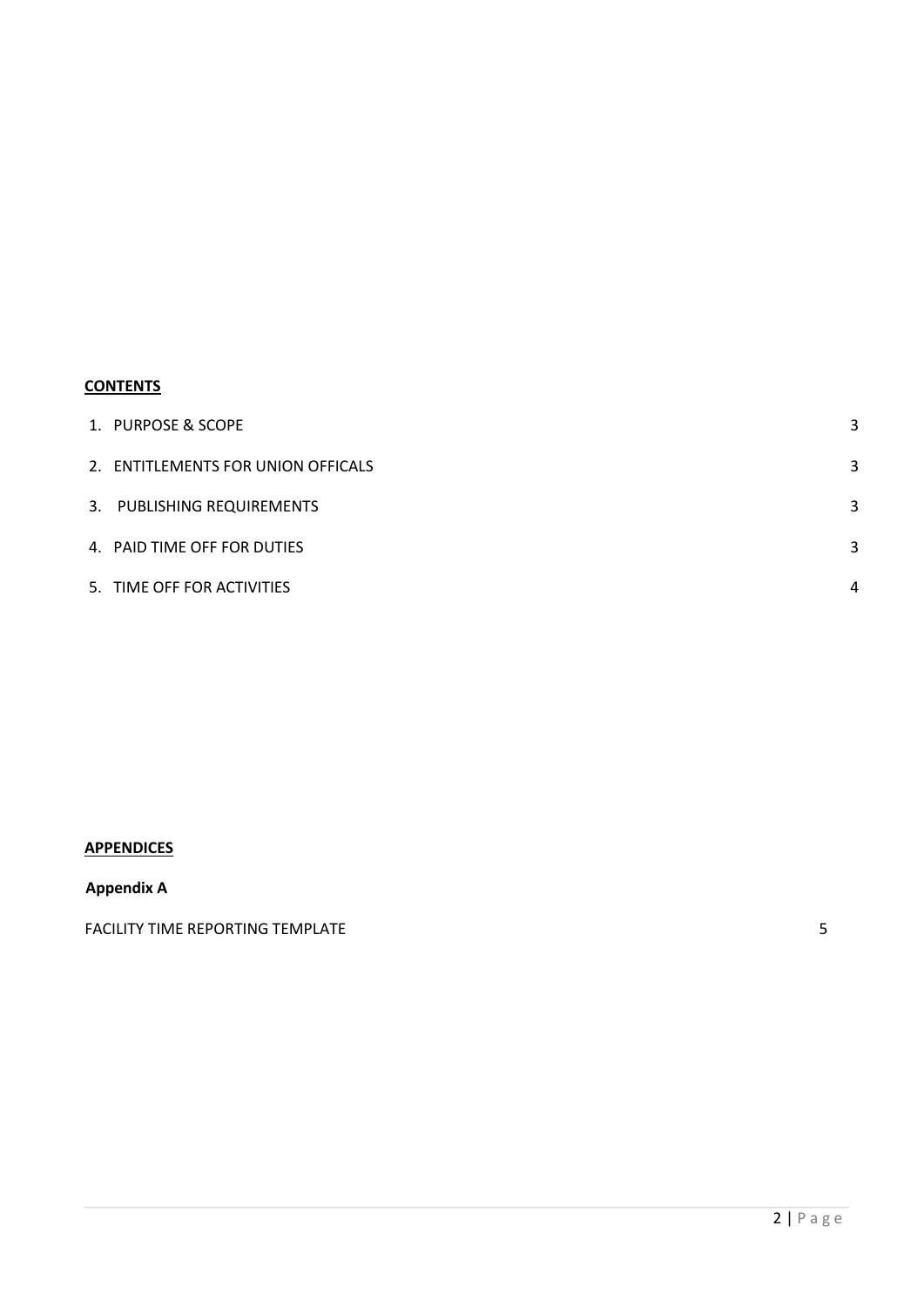**CONTENTS**

| | |
|---|---|
| 1. PURPOSE & SCOPE | 3 |
| 2. ENTITLEMENTS FOR UNION OFFICALS | 3 |
| 3. PUBLISHING REQUIREMENTS | 3 |
| 4. PAID TIME OFF FOR DUTIES | 3 |
| 5. TIME OFF FOR ACTIVITIES | 4 |

**APPENDICES**

**Appendix A**

| | |
|---|---|
| FACILITY TIME REPORTING TEMPLATE | 5 |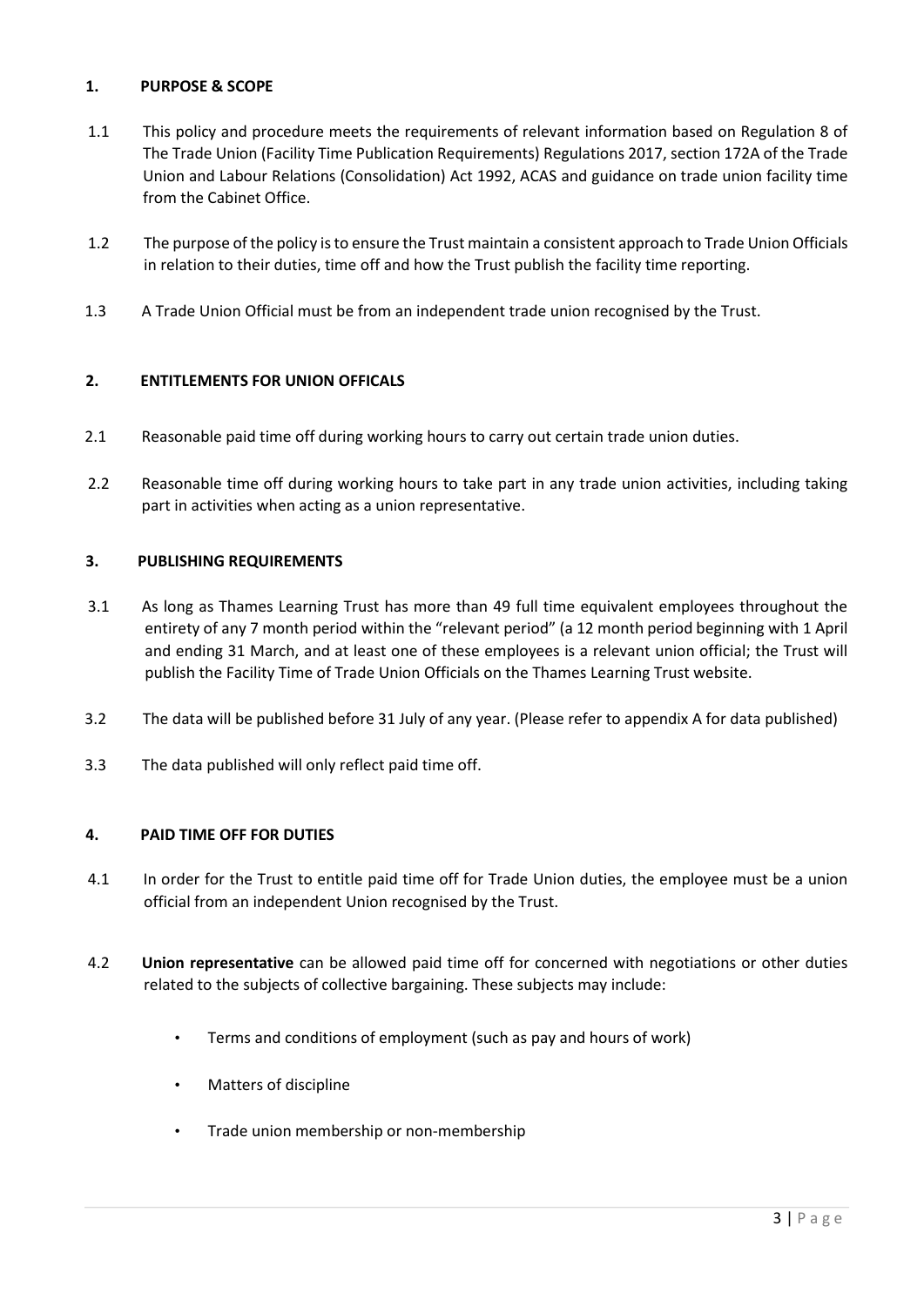## 1. PURPOSE & SCOPE

1.1 This policy and procedure meets the requirements of relevant information based on Regulation 8 of The Trade Union (Facility Time Publication Requirements) Regulations 2017, section 172A of the Trade Union and Labour Relations (Consolidation) Act 1992, ACAS and guidance on trade union facility time from the Cabinet Office.

1.2 The purpose of the policy is to ensure the Trust maintain a consistent approach to Trade Union Officials in relation to their duties, time off and how the Trust publish the facility time reporting.

1.3 A Trade Union Official must be from an independent trade union recognised by the Trust.

## 2. ENTITLEMENTS FOR UNION OFFICALS

2.1 Reasonable paid time off during working hours to carry out certain trade union duties.

2.2 Reasonable time off during working hours to take part in any trade union activities, including taking part in activities when acting as a union representative.

## 3. PUBLISHING REQUIREMENTS

3.1 As long as Thames Learning Trust has more than 49 full time equivalent employees throughout the entirety of any 7 month period within the "relevant period" (a 12 month period beginning with 1 April and ending 31 March, and at least one of these employees is a relevant union official; the Trust will publish the Facility Time of Trade Union Officials on the Thames Learning Trust website.

3.2 The data will be published before 31 July of any year. (Please refer to appendix A for data published)

3.3 The data published will only reflect paid time off.

## 4. PAID TIME OFF FOR DUTIES

4.1 In order for the Trust to entitle paid time off for Trade Union duties, the employee must be a union official from an independent Union recognised by the Trust.

4.2 **Union representative** can be allowed paid time off for concerned with negotiations or other duties related to the subjects of collective bargaining. These subjects may include:

- Terms and conditions of employment (such as pay and hours of work)
- Matters of discipline
- Trade union membership or non-membership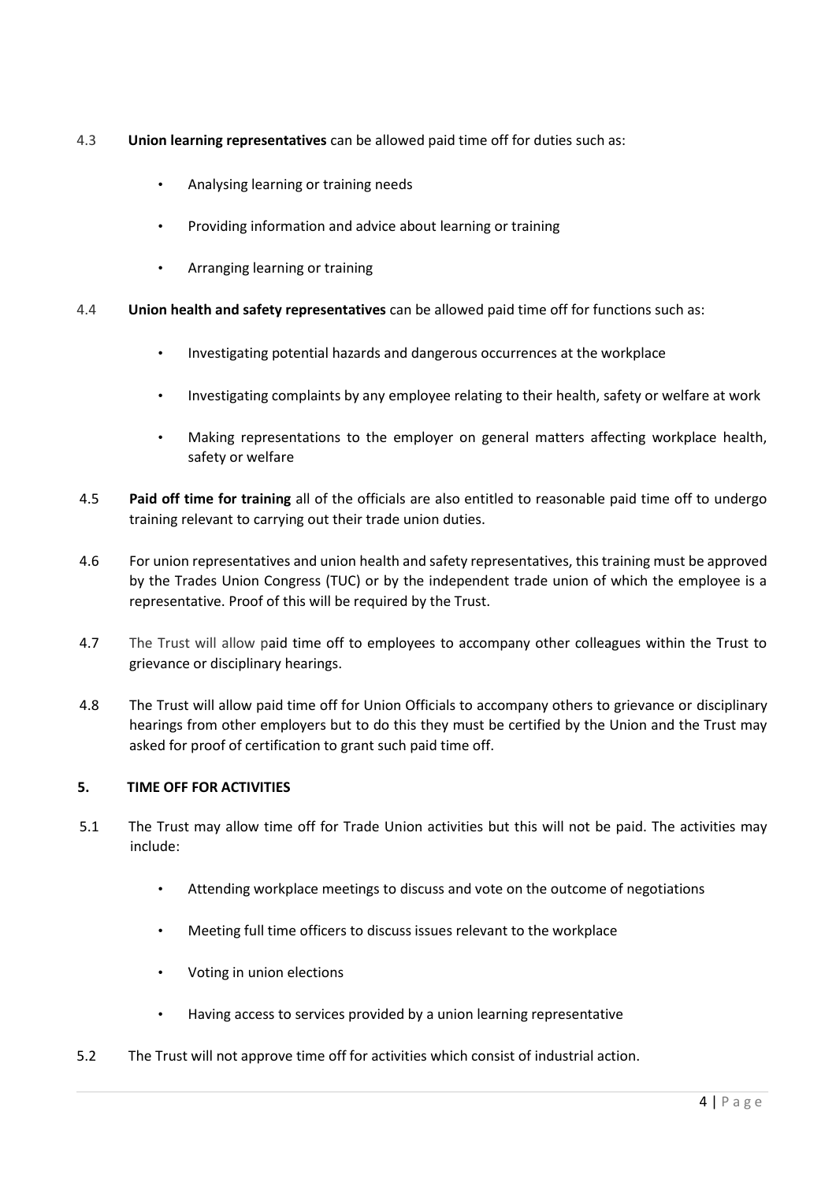4.3 **Union learning representatives** can be allowed paid time off for duties such as:

- Analysing learning or training needs
- Providing information and advice about learning or training
- Arranging learning or training

4.4 **Union health and safety representatives** can be allowed paid time off for functions such as:

- Investigating potential hazards and dangerous occurrences at the workplace
- Investigating complaints by any employee relating to their health, safety or welfare at work
- Making representations to the employer on general matters affecting workplace health, safety or welfare

4.5 **Paid off time for training** all of the officials are also entitled to reasonable paid time off to undergo training relevant to carrying out their trade union duties.

4.6 For union representatives and union health and safety representatives, this training must be approved by the Trades Union Congress (TUC) or by the independent trade union of which the employee is a representative. Proof of this will be required by the Trust.

4.7 The Trust will allow paid time off to employees to accompany other colleagues within the Trust to grievance or disciplinary hearings.

4.8 The Trust will allow paid time off for Union Officials to accompany others to grievance or disciplinary hearings from other employers but to do this they must be certified by the Union and the Trust may asked for proof of certification to grant such paid time off.

## 5. TIME OFF FOR ACTIVITIES

5.1 The Trust may allow time off for Trade Union activities but this will not be paid. The activities may include:

- Attending workplace meetings to discuss and vote on the outcome of negotiations
- Meeting full time officers to discuss issues relevant to the workplace
- Voting in union elections
- Having access to services provided by a union learning representative

5.2 The Trust will not approve time off for activities which consist of industrial action.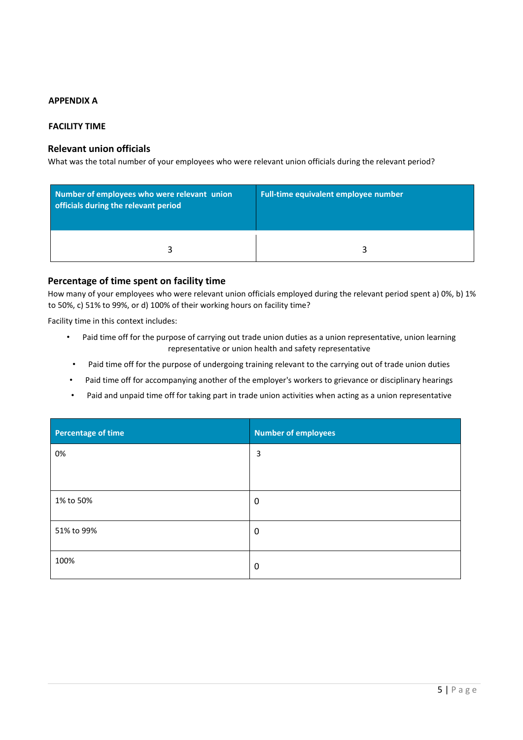**APPENDIX A**

**FACILITY TIME**

## Relevant union officials

What was the total number of your employees who were relevant union officials during the relevant period?

| Number of employees who were relevant union officials during the relevant period | Full-time equivalent employee number |
|---|---|
| 3 | 3 |

## Percentage of time spent on facility time

How many of your employees who were relevant union officials employed during the relevant period spent a) 0%, b) 1% to 50%, c) 51% to 99%, or d) 100% of their working hours on facility time?

Facility time in this context includes:

- Paid time off for the purpose of carrying out trade union duties as a union representative, union learning representative or union health and safety representative
- Paid time off for the purpose of undergoing training relevant to the carrying out of trade union duties
- Paid time off for accompanying another of the employer's workers to grievance or disciplinary hearings
- Paid and unpaid time off for taking part in trade union activities when acting as a union representative

| Percentage of time | Number of employees |
|---|---|
| 0% | 3 |
| 1% to 50% | 0 |
| 51% to 99% | 0 |
| 100% | 0 |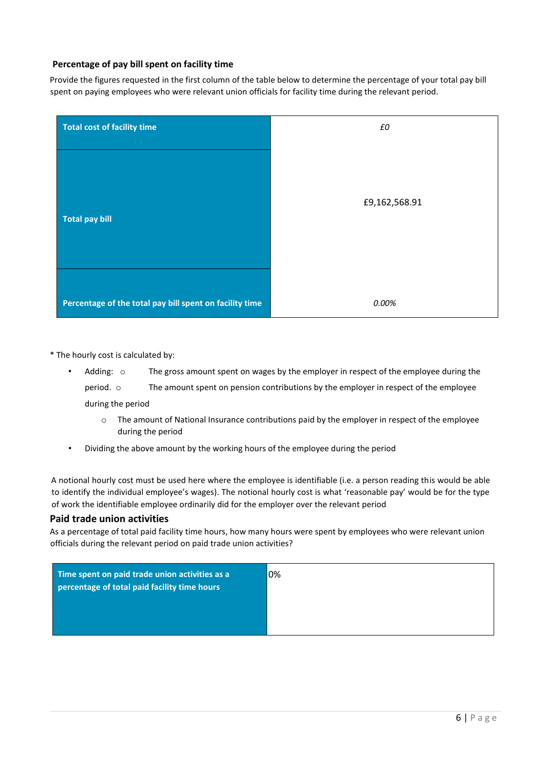### Percentage of pay bill spent on facility time

Provide the figures requested in the first column of the table below to determine the percentage of your total pay bill spent on paying employees who were relevant union officials for facility time during the relevant period.

| | |
|---|---|
| **Total cost of facility time** | *£0* |
| **Total pay bill** | £9,162,568.91 |
| **Percentage of the total pay bill spent on facility time** | *0.00%* |

* The hourly cost is calculated by:

- Adding:
  - The gross amount spent on wages by the employer in respect of the employee during the period.
  - The amount spent on pension contributions by the employer in respect of the employee during the period
  - The amount of National Insurance contributions paid by the employer in respect of the employee during the period
- Dividing the above amount by the working hours of the employee during the period

A notional hourly cost must be used here where the employee is identifiable (i.e. a person reading this would be able to identify the individual employee's wages). The notional hourly cost is what 'reasonable pay' would be for the type of work the identifiable employee ordinarily did for the employer over the relevant period

## Paid trade union activities

As a percentage of total paid facility time hours, how many hours were spent by employees who were relevant union officials during the relevant period on paid trade union activities?

| | |
|---|---|
| **Time spent on paid trade union activities as a percentage of total paid facility time hours** | 0% |